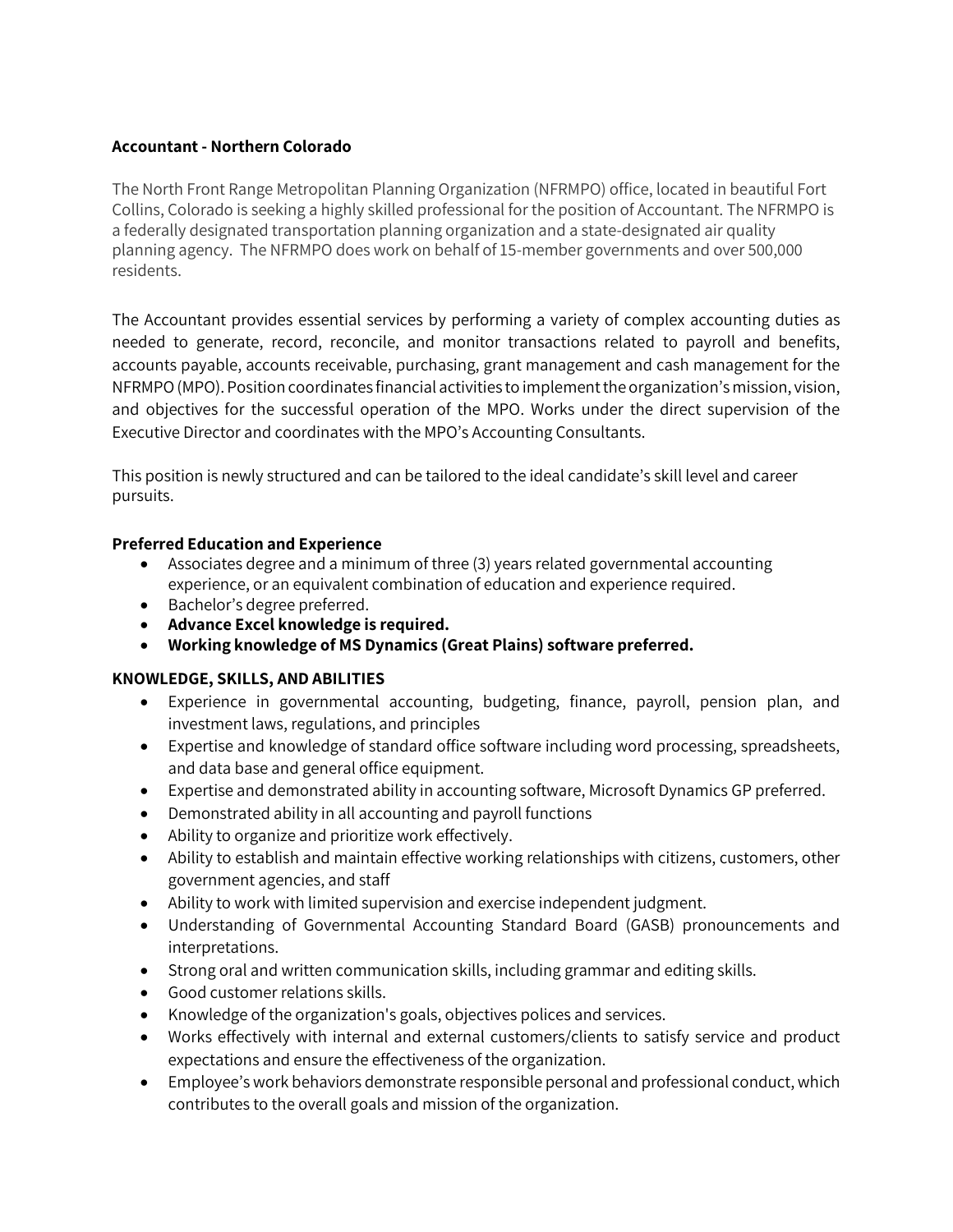**Accountant - Northern Colorado**

The North Front Range Metropolitan Planning Organization (NFRMPO) office, located in beautiful Fort Collins, Colorado is seeking a highly skilled professional for the position of Accountant. The NFRMPO is a federally designated transportation planning organization and a state-designated air quality planning agency. The NFRMPO does work on behalf of 15-member governments and over 500,000 residents.

The Accountant provides essential services by performing a variety of complex accounting duties as needed to generate, record, reconcile, and monitor transactions related to payroll and benefits, accounts payable, accounts receivable, purchasing, grant management and cash management for the NFRMPO (MPO). Position coordinates financial activities to implement the organization's mission, vision, and objectives for the successful operation of the MPO. Works under the direct supervision of the Executive Director and coordinates with the MPO's Accounting Consultants.

This position is newly structured and can be tailored to the ideal candidate's skill level and career pursuits.

**Preferred Education and Experience**

- Associates degree and a minimum of three (3) years related governmental accounting experience, or an equivalent combination of education and experience required.
- Bachelor's degree preferred.
- **Advance Excel knowledge is required.**
- **Working knowledge of MS Dynamics (Great Plains) software preferred.**

**KNOWLEDGE, SKILLS, AND ABILITIES**

- Experience in governmental accounting, budgeting, finance, payroll, pension plan, and investment laws, regulations, and principles
- Expertise and knowledge of standard office software including word processing, spreadsheets, and data base and general office equipment.
- Expertise and demonstrated ability in accounting software, Microsoft Dynamics GP preferred.
- Demonstrated ability in all accounting and payroll functions
- Ability to organize and prioritize work effectively.
- Ability to establish and maintain effective working relationships with citizens, customers, other government agencies, and staff
- Ability to work with limited supervision and exercise independent judgment.
- Understanding of Governmental Accounting Standard Board (GASB) pronouncements and interpretations.
- Strong oral and written communication skills, including grammar and editing skills.
- Good customer relations skills.
- Knowledge of the organization's goals, objectives polices and services.
- Works effectively with internal and external customers/clients to satisfy service and product expectations and ensure the effectiveness of the organization.
- Employee's work behaviors demonstrate responsible personal and professional conduct, which contributes to the overall goals and mission of the organization.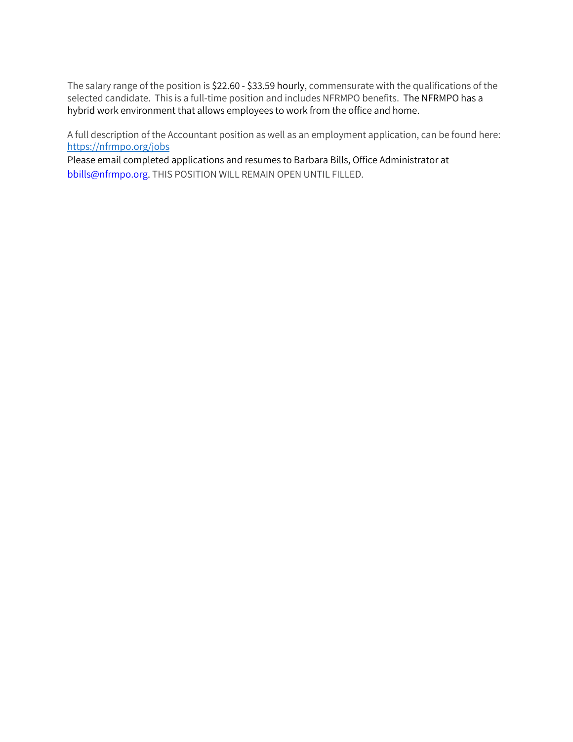The salary range of the position is $22.60 - $33.59 hourly, commensurate with the qualifications of the selected candidate. This is a full-time position and includes NFRMPO benefits. The NFRMPO has a hybrid work environment that allows employees to work from the office and home.

A full description of the Accountant position as well as an employment application, can be found here: https://nfrmpo.org/jobs

Please email completed applications and resumes to Barbara Bills, Office Administrator at bbills@nfrmpo.org. THIS POSITION WILL REMAIN OPEN UNTIL FILLED.